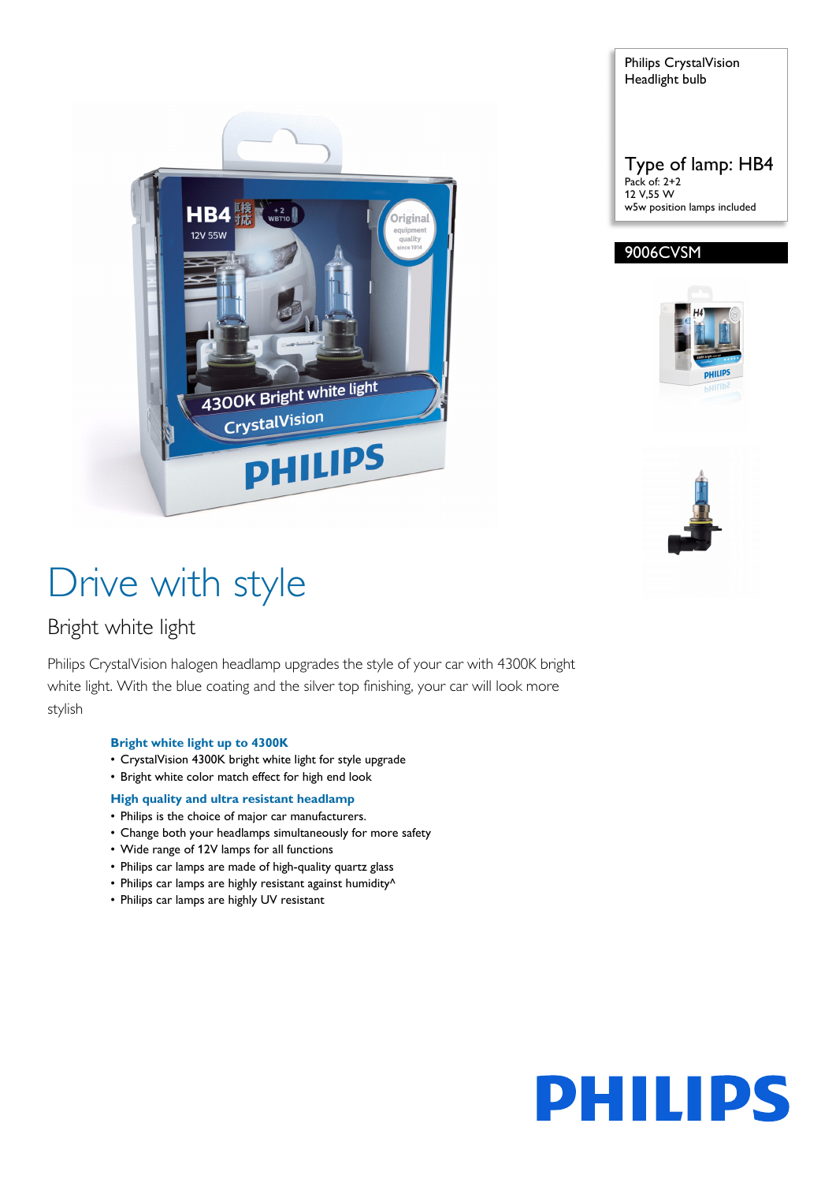Philips CrystalVision
Headlight bulb

Type of lamp: HB4
Pack of: 2+2
12 V,55 W
w5w position lamps included

9006CVSM

# Drive with style

## Bright white light

Philips CrystalVision halogen headlamp upgrades the style of your car with 4300K bright white light. With the blue coating and the silver top finishing, your car will look more stylish

### Bright white light up to 4300K

- CrystalVision 4300K bright white light for style upgrade
- Bright white color match effect for high end look

### High quality and ultra resistant headlamp

- Philips is the choice of major car manufacturers.
- Change both your headlamps simultaneously for more safety
- Wide range of 12V lamps for all functions
- Philips car lamps are made of high-quality quartz glass
- Philips car lamps are highly resistant against humidity^
- Philips car lamps are highly UV resistant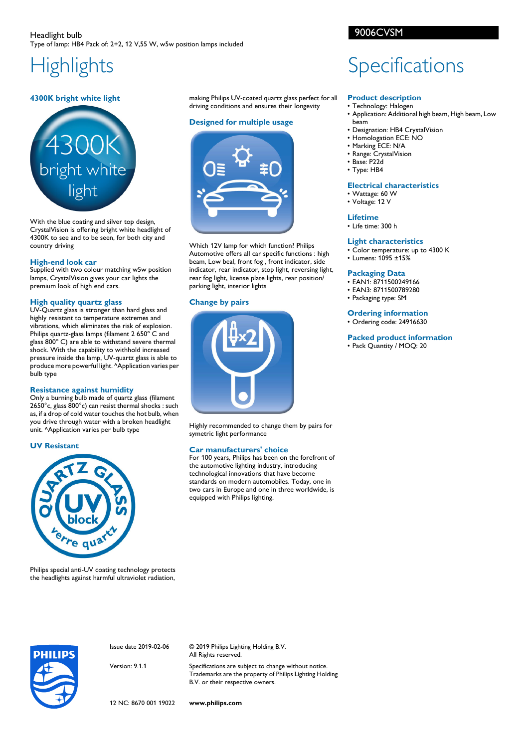Headlight bulb

Type of lamp: HB4 Pack of: 2+2, 12 V,55 W, w5w position lamps included

9006CVSM

# Highlights

### 4300K bright white light

4300K bright white light

With the blue coating and silver top design, CrystalVision is offering bright white headlight of 4300K to see and to be seen, for both city and country driving

### High-end look car

Supplied with two colour matching w5w position lamps, CrystalVision gives your car lights the premium look of high end cars.

### High quality quartz glass

UV-Quartz glass is stronger than hard glass and highly resistant to temperature extremes and vibrations, which eliminates the risk of explosion. Philips quartz-glass lamps (filament 2 650° C and glass 800° C) are able to withstand severe thermal shock. With the capability to withhold increased pressure inside the lamp, UV-quartz glass is able to produce more powerful light. ^Application varies per bulb type

### Resistance against humidity

Only a burning bulb made of quartz glass (filament 2650°c, glass 800°c) can resist thermal shocks : such as, if a drop of cold water touches the hot bulb, when you drive through water with a broken headlight unit. ^Application varies per bulb type

### UV Resistant

Philips special anti-UV coating technology protects the headlights against harmful ultraviolet radiation, making Philips UV-coated quartz glass perfect for all driving conditions and ensures their longevity

### Designed for multiple usage

Which 12V lamp for which function? Philips Automotive offers all car specific functions : high beam, Low beal, front fog , front indicator, side indicator, rear indicator, stop light, reversing light, rear fog light, license plate lights, rear position/ parking light, interior lights

### Change by pairs

Highly recommended to change them by pairs for symetric light performance

### Car manufacturers' choice

For 100 years, Philips has been on the forefront of the automotive lighting industry, introducing technological innovations that have become standards on modern automobiles. Today, one in two cars in Europe and one in three worldwide, is equipped with Philips lighting.

# Specifications

### Product description

- Technology: Halogen
- Application: Additional high beam, High beam, Low beam
- Designation: HB4 CrystalVision
- Homologation ECE: NO
- Marking ECE: N/A
- Range: CrystalVision
- Base: P22d
- Type: HB4

### Electrical characteristics

- Wattage: 60 W
- Voltage: 12 V

### Lifetime

- Life time: 300 h

### Light characteristics

- Color temperature: up to 4300 K
- Lumens: 1095 ±15%

### Packaging Data

- EAN1: 8711500249166
- EAN3: 8711500789280
- Packaging type: SM

### Ordering information

- Ordering code: 24916630

### Packed product information

- Pack Quantity / MOQ: 20

Issue date 2019-02-06

Version: 9.1.1

12 NC: 8670 001 19022

© 2019 Philips Lighting Holding B.V.
All Rights reserved.

Specifications are subject to change without notice. Trademarks are the property of Philips Lighting Holding B.V. or their respective owners.

**www.philips.com**